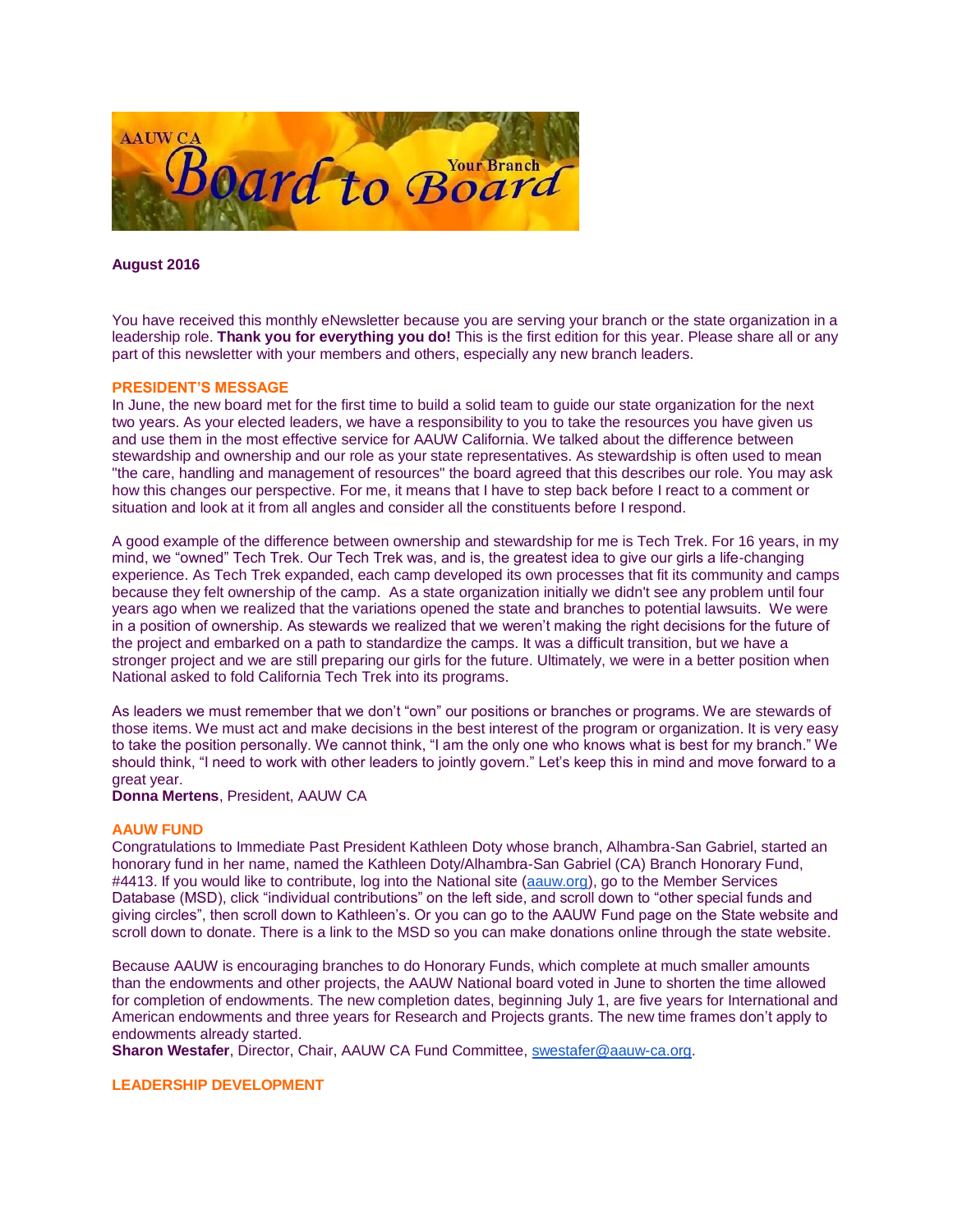AAUW CA Board to Board — Your Branch

**August 2016**

You have received this monthly eNewsletter because you are serving your branch or the state organization in a leadership role. **Thank you for everything you do!** This is the first edition for this year. Please share all or any part of this newsletter with your members and others, especially any new branch leaders.

## PRESIDENT'S MESSAGE

In June, the new board met for the first time to build a solid team to guide our state organization for the next two years. As your elected leaders, we have a responsibility to you to take the resources you have given us and use them in the most effective service for AAUW California. We talked about the difference between stewardship and ownership and our role as your state representatives. As stewardship is often used to mean "the care, handling and management of resources" the board agreed that this describes our role. You may ask how this changes our perspective. For me, it means that I have to step back before I react to a comment or situation and look at it from all angles and consider all the constituents before I respond.

A good example of the difference between ownership and stewardship for me is Tech Trek. For 16 years, in my mind, we "owned" Tech Trek. Our Tech Trek was, and is, the greatest idea to give our girls a life-changing experience. As Tech Trek expanded, each camp developed its own processes that fit its community and camps because they felt ownership of the camp. As a state organization initially we didn't see any problem until four years ago when we realized that the variations opened the state and branches to potential lawsuits. We were in a position of ownership. As stewards we realized that we weren't making the right decisions for the future of the project and embarked on a path to standardize the camps. It was a difficult transition, but we have a stronger project and we are still preparing our girls for the future. Ultimately, we were in a better position when National asked to fold California Tech Trek into its programs.

As leaders we must remember that we don't "own" our positions or branches or programs. We are stewards of those items. We must act and make decisions in the best interest of the program or organization. It is very easy to take the position personally. We cannot think, "I am the only one who knows what is best for my branch." We should think, "I need to work with other leaders to jointly govern." Let's keep this in mind and move forward to a great year.

**Donna Mertens**, President, AAUW CA

## AAUW FUND

Congratulations to Immediate Past President Kathleen Doty whose branch, Alhambra-San Gabriel, started an honorary fund in her name, named the Kathleen Doty/Alhambra-San Gabriel (CA) Branch Honorary Fund, #4413. If you would like to contribute, log into the National site (aauw.org), go to the Member Services Database (MSD), click "individual contributions" on the left side, and scroll down to "other special funds and giving circles", then scroll down to Kathleen's. Or you can go to the AAUW Fund page on the State website and scroll down to donate. There is a link to the MSD so you can make donations online through the state website.

Because AAUW is encouraging branches to do Honorary Funds, which complete at much smaller amounts than the endowments and other projects, the AAUW National board voted in June to shorten the time allowed for completion of endowments. The new completion dates, beginning July 1, are five years for International and American endowments and three years for Research and Projects grants. The new time frames don't apply to endowments already started.

**Sharon Westafer**, Director, Chair, AAUW CA Fund Committee, swestafer@aauw-ca.org.

## LEADERSHIP DEVELOPMENT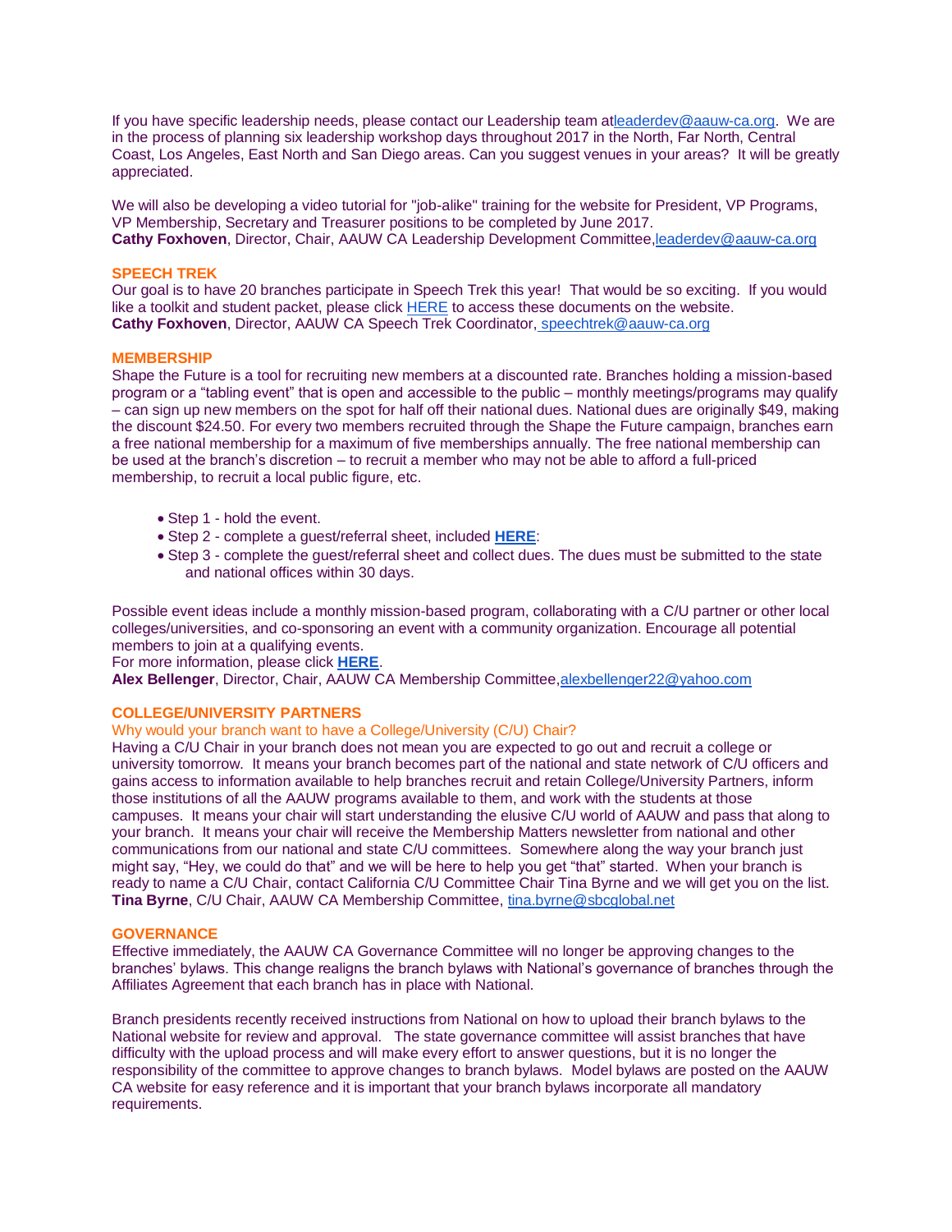If you have specific leadership needs, please contact our Leadership team atleaderdev@aauw-ca.org. We are in the process of planning six leadership workshop days throughout 2017 in the North, Far North, Central Coast, Los Angeles, East North and San Diego areas. Can you suggest venues in your areas? It will be greatly appreciated.

We will also be developing a video tutorial for "job-alike" training for the website for President, VP Programs, VP Membership, Secretary and Treasurer positions to be completed by June 2017.
**Cathy Foxhoven**, Director, Chair, AAUW CA Leadership Development Committee,leaderdev@aauw-ca.org

### SPEECH TREK

Our goal is to have 20 branches participate in Speech Trek this year! That would be so exciting. If you would like a toolkit and student packet, please click HERE to access these documents on the website.
**Cathy Foxhoven**, Director, AAUW CA Speech Trek Coordinator, speechtrek@aauw-ca.org

### MEMBERSHIP

Shape the Future is a tool for recruiting new members at a discounted rate. Branches holding a mission-based program or a “tabling event” that is open and accessible to the public – monthly meetings/programs may qualify – can sign up new members on the spot for half off their national dues. National dues are originally $49, making the discount $24.50. For every two members recruited through the Shape the Future campaign, branches earn a free national membership for a maximum of five memberships annually. The free national membership can be used at the branch’s discretion – to recruit a member who may not be able to afford a full-priced membership, to recruit a local public figure, etc.

- Step 1 - hold the event.
- Step 2 - complete a guest/referral sheet, included **HERE**:
- Step 3 - complete the guest/referral sheet and collect dues. The dues must be submitted to the state and national offices within 30 days.

Possible event ideas include a monthly mission-based program, collaborating with a C/U partner or other local colleges/universities, and co-sponsoring an event with a community organization. Encourage all potential members to join at a qualifying events.
For more information, please click **HERE**.
**Alex Bellenger**, Director, Chair, AAUW CA Membership Committee,alexbellenger22@yahoo.com

### COLLEGE/UNIVERSITY PARTNERS

Why would your branch want to have a College/University (C/U) Chair?

Having a C/U Chair in your branch does not mean you are expected to go out and recruit a college or university tomorrow. It means your branch becomes part of the national and state network of C/U officers and gains access to information available to help branches recruit and retain College/University Partners, inform those institutions of all the AAUW programs available to them, and work with the students at those campuses. It means your chair will start understanding the elusive C/U world of AAUW and pass that along to your branch. It means your chair will receive the Membership Matters newsletter from national and other communications from our national and state C/U committees. Somewhere along the way your branch just might say, “Hey, we could do that” and we will be here to help you get “that” started. When your branch is ready to name a C/U Chair, contact California C/U Committee Chair Tina Byrne and we will get you on the list.
**Tina Byrne**, C/U Chair, AAUW CA Membership Committee, tina.byrne@sbcglobal.net

### GOVERNANCE

Effective immediately, the AAUW CA Governance Committee will no longer be approving changes to the branches’ bylaws. This change realigns the branch bylaws with National’s governance of branches through the Affiliates Agreement that each branch has in place with National.

Branch presidents recently received instructions from National on how to upload their branch bylaws to the National website for review and approval. The state governance committee will assist branches that have difficulty with the upload process and will make every effort to answer questions, but it is no longer the responsibility of the committee to approve changes to branch bylaws. Model bylaws are posted on the AAUW CA website for easy reference and it is important that your branch bylaws incorporate all mandatory requirements.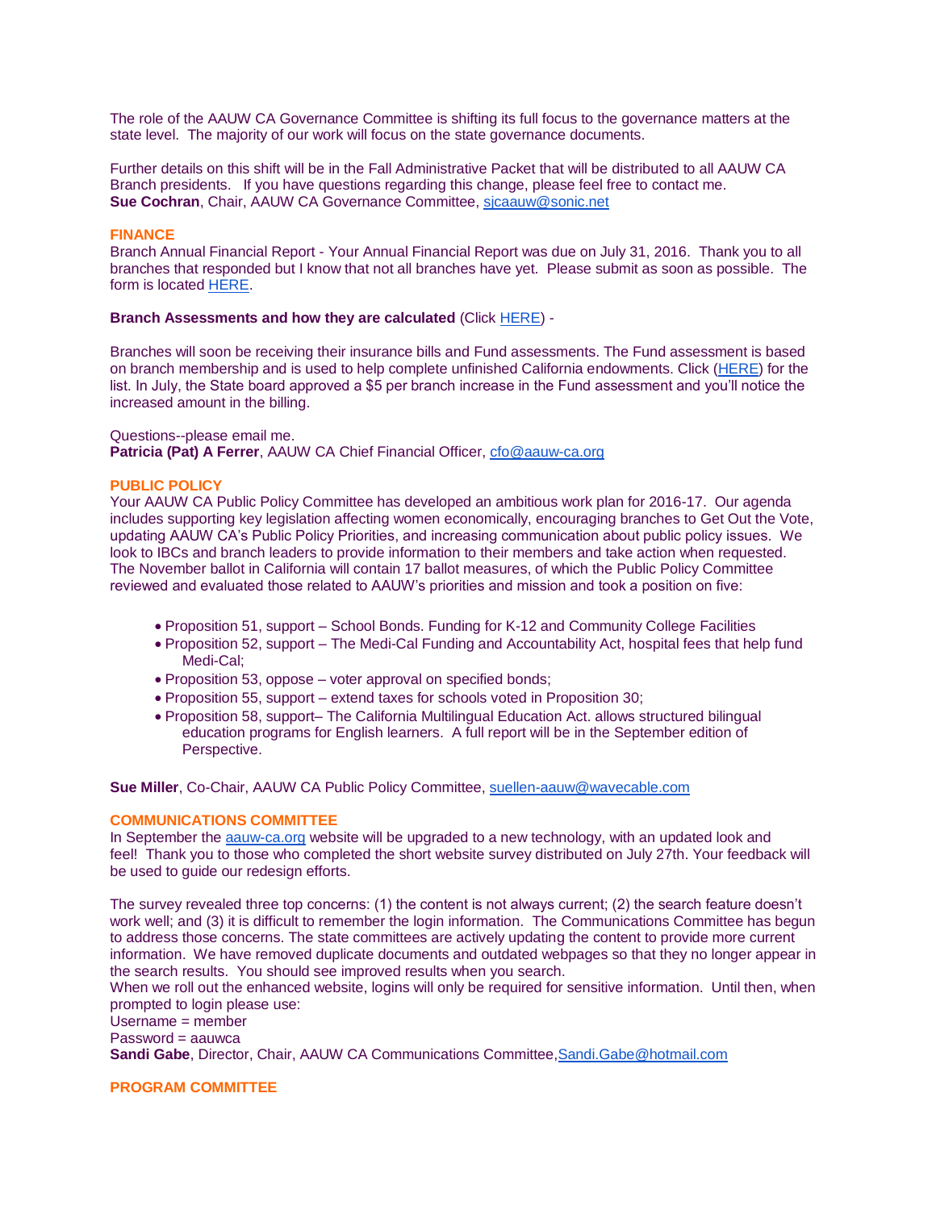The role of the AAUW CA Governance Committee is shifting its full focus to the governance matters at the state level. The majority of our work will focus on the state governance documents.

Further details on this shift will be in the Fall Administrative Packet that will be distributed to all AAUW CA Branch presidents. If you have questions regarding this change, please feel free to contact me.
**Sue Cochran**, Chair, AAUW CA Governance Committee, sjcaauw@sonic.net

## FINANCE

Branch Annual Financial Report - Your Annual Financial Report was due on July 31, 2016. Thank you to all branches that responded but I know that not all branches have yet. Please submit as soon as possible. The form is located HERE.

**Branch Assessments and how they are calculated** (Click HERE) -

Branches will soon be receiving their insurance bills and Fund assessments. The Fund assessment is based on branch membership and is used to help complete unfinished California endowments. Click (HERE) for the list. In July, the State board approved a $5 per branch increase in the Fund assessment and you'll notice the increased amount in the billing.

Questions--please email me.
**Patricia (Pat) A Ferrer**, AAUW CA Chief Financial Officer, cfo@aauw-ca.org

## PUBLIC POLICY

Your AAUW CA Public Policy Committee has developed an ambitious work plan for 2016-17. Our agenda includes supporting key legislation affecting women economically, encouraging branches to Get Out the Vote, updating AAUW CA's Public Policy Priorities, and increasing communication about public policy issues. We look to IBCs and branch leaders to provide information to their members and take action when requested. The November ballot in California will contain 17 ballot measures, of which the Public Policy Committee reviewed and evaluated those related to AAUW's priorities and mission and took a position on five:

- Proposition 51, support – School Bonds. Funding for K-12 and Community College Facilities
- Proposition 52, support – The Medi-Cal Funding and Accountability Act, hospital fees that help fund Medi-Cal;
- Proposition 53, oppose – voter approval on specified bonds;
- Proposition 55, support – extend taxes for schools voted in Proposition 30;
- Proposition 58, support– The California Multilingual Education Act. allows structured bilingual education programs for English learners. A full report will be in the September edition of Perspective.

**Sue Miller**, Co-Chair, AAUW CA Public Policy Committee, suellen-aauw@wavecable.com

## COMMUNICATIONS COMMITTEE

In September the aauw-ca.org website will be upgraded to a new technology, with an updated look and feel! Thank you to those who completed the short website survey distributed on July 27th. Your feedback will be used to guide our redesign efforts.

The survey revealed three top concerns: (1) the content is not always current; (2) the search feature doesn't work well; and (3) it is difficult to remember the login information. The Communications Committee has begun to address those concerns. The state committees are actively updating the content to provide more current information. We have removed duplicate documents and outdated webpages so that they no longer appear in the search results. You should see improved results when you search.
When we roll out the enhanced website, logins will only be required for sensitive information. Until then, when prompted to login please use:
Username = member
Password = aauwca
**Sandi Gabe**, Director, Chair, AAUW CA Communications Committee, Sandi.Gabe@hotmail.com

## PROGRAM COMMITTEE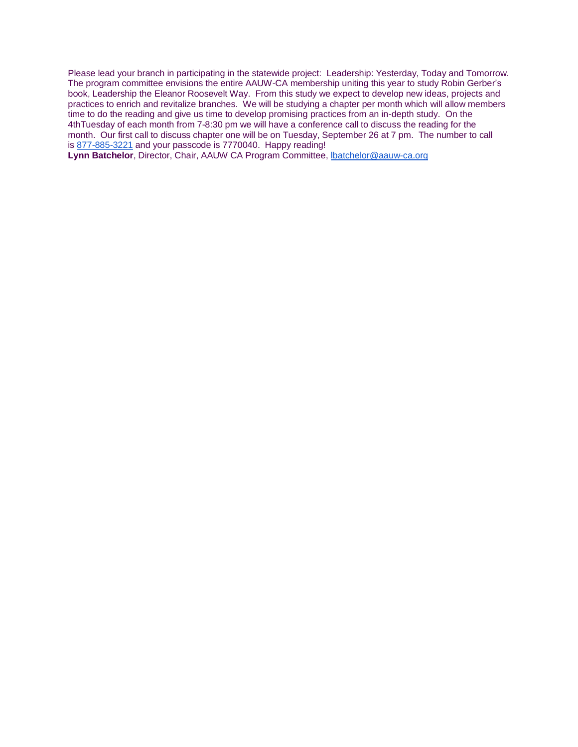Please lead your branch in participating in the statewide project: Leadership: Yesterday, Today and Tomorrow. The program committee envisions the entire AAUW-CA membership uniting this year to study Robin Gerber's book, Leadership the Eleanor Roosevelt Way. From this study we expect to develop new ideas, projects and practices to enrich and revitalize branches. We will be studying a chapter per month which will allow members time to do the reading and give us time to develop promising practices from an in-depth study. On the 4thTuesday of each month from 7-8:30 pm we will have a conference call to discuss the reading for the month. Our first call to discuss chapter one will be on Tuesday, September 26 at 7 pm. The number to call is [877-885-3221](tel:877-885-3221) and your passcode is 7770040. Happy reading!
**Lynn Batchelor**, Director, Chair, AAUW CA Program Committee, [lbatchelor@aauw-ca.org](mailto:lbatchelor@aauw-ca.org)